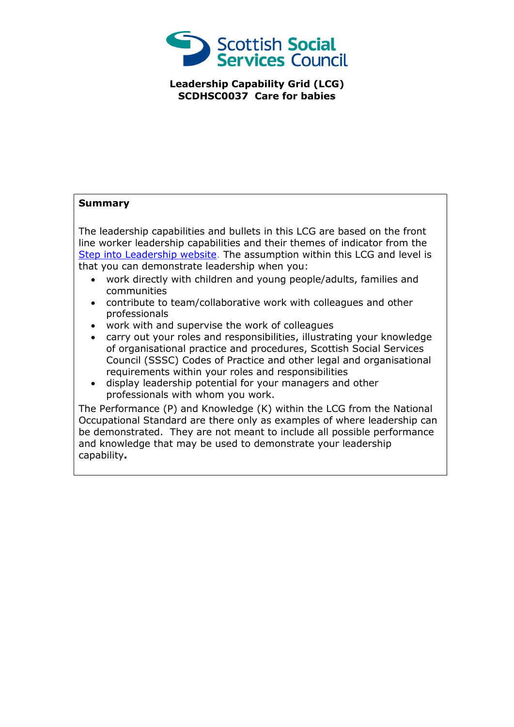# Leadership Capability Grid (LCG)
## SCDHSC0037 Care for babies

**Summary**

The leadership capabilities and bullets in this LCG are based on the front line worker leadership capabilities and their themes of indicator from the Step into Leadership website. The assumption within this LCG and level is that you can demonstrate leadership when you:

- work directly with children and young people/adults, families and communities
- contribute to team/collaborative work with colleagues and other professionals
- work with and supervise the work of colleagues
- carry out your roles and responsibilities, illustrating your knowledge of organisational practice and procedures, Scottish Social Services Council (SSSC) Codes of Practice and other legal and organisational requirements within your roles and responsibilities
- display leadership potential for your managers and other professionals with whom you work.

The Performance (P) and Knowledge (K) within the LCG from the National Occupational Standard are there only as examples of where leadership can be demonstrated. They are not meant to include all possible performance and knowledge that may be used to demonstrate your leadership capability**.**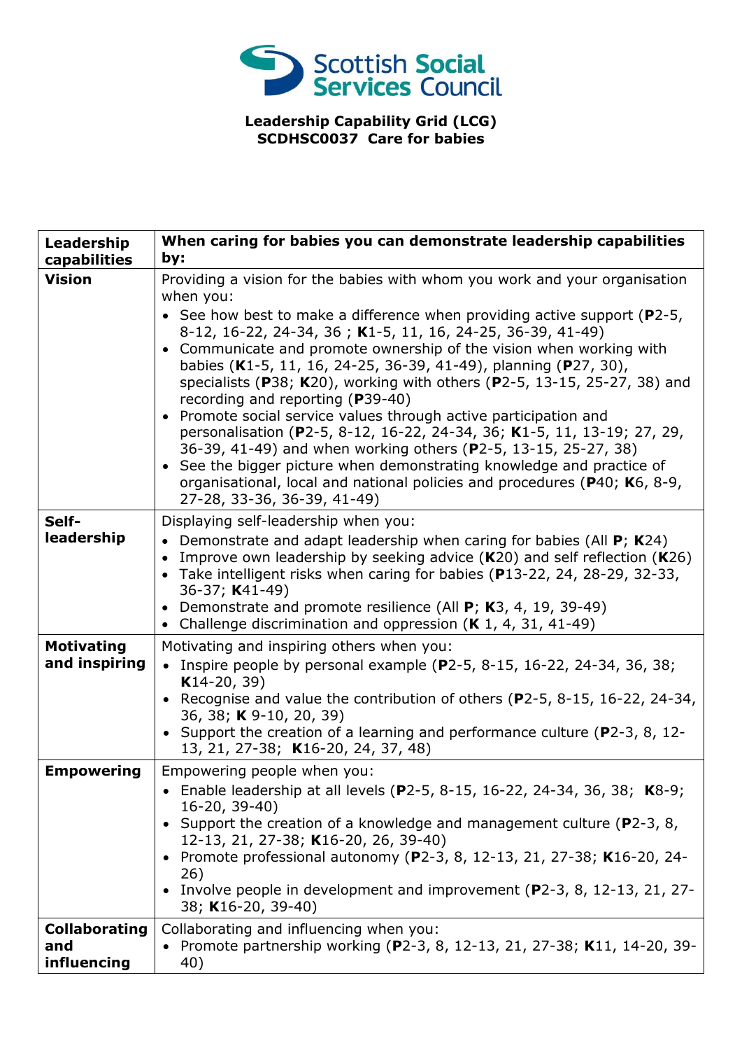Scottish Social Services Council

**Leadership Capability Grid (LCG)**
**SCDHSC0037 Care for babies**

| **Leadership capabilities** | **When caring for babies you can demonstrate leadership capabilities by:** |
|---|---|
| **Vision** | Providing a vision for the babies with whom you work and your organisation when you:<br>• See how best to make a difference when providing active support (**P**2-5, 8-12, 16-22, 24-34, 36 ; **K**1-5, 11, 16, 24-25, 36-39, 41-49)<br>• Communicate and promote ownership of the vision when working with babies (**K**1-5, 11, 16, 24-25, 36-39, 41-49), planning (**P**27, 30), specialists (**P**38; **K**20), working with others (**P**2-5, 13-15, 25-27, 38) and recording and reporting (**P**39-40)<br>• Promote social service values through active participation and personalisation (**P**2-5, 8-12, 16-22, 24-34, 36; **K**1-5, 11, 13-19; 27, 29, 36-39, 41-49) and when working others (**P**2-5, 13-15, 25-27, 38)<br>• See the bigger picture when demonstrating knowledge and practice of organisational, local and national policies and procedures (**P**40; **K**6, 8-9, 27-28, 33-36, 36-39, 41-49) |
| **Self-leadership** | Displaying self-leadership when you:<br>• Demonstrate and adapt leadership when caring for babies (All **P**; **K**24)<br>• Improve own leadership by seeking advice (**K**20) and self reflection (**K**26)<br>• Take intelligent risks when caring for babies (**P**13-22, 24, 28-29, 32-33, 36-37; **K**41-49)<br>• Demonstrate and promote resilience (All **P**; **K**3, 4, 19, 39-49)<br>• Challenge discrimination and oppression (**K** 1, 4, 31, 41-49) |
| **Motivating and inspiring** | Motivating and inspiring others when you:<br>• Inspire people by personal example (**P**2-5, 8-15, 16-22, 24-34, 36, 38; **K**14-20, 39)<br>• Recognise and value the contribution of others (**P**2-5, 8-15, 16-22, 24-34, 36, 38; **K** 9-10, 20, 39)<br>• Support the creation of a learning and performance culture (**P**2-3, 8, 12-13, 21, 27-38; **K**16-20, 24, 37, 48) |
| **Empowering** | Empowering people when you:<br>• Enable leadership at all levels (**P**2-5, 8-15, 16-22, 24-34, 36, 38; **K**8-9; 16-20, 39-40)<br>• Support the creation of a knowledge and management culture (**P**2-3, 8, 12-13, 21, 27-38; **K**16-20, 26, 39-40)<br>• Promote professional autonomy (**P**2-3, 8, 12-13, 21, 27-38; **K**16-20, 24-26)<br>• Involve people in development and improvement (**P**2-3, 8, 12-13, 21, 27-38; **K**16-20, 39-40) |
| **Collaborating and influencing** | Collaborating and influencing when you:<br>• Promote partnership working (**P**2-3, 8, 12-13, 21, 27-38; **K**11, 14-20, 39-40) |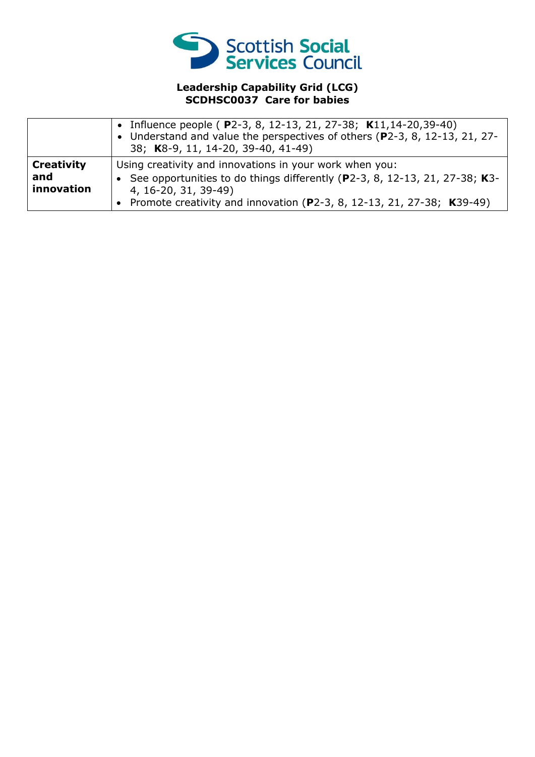**Leadership Capability Grid (LCG)**
**SCDHSC0037 Care for babies**

| | |
|---|---|
| | • Influence people ( **P**2-3, 8, 12-13, 21, 27-38; **K**11,14-20,39-40)<br>• Understand and value the perspectives of others (**P**2-3, 8, 12-13, 21, 27-38; **K**8-9, 11, 14-20, 39-40, 41-49) |
| **Creativity and innovation** | Using creativity and innovations in your work when you:<br>• See opportunities to do things differently (**P**2-3, 8, 12-13, 21, 27-38; **K**3-4, 16-20, 31, 39-49)<br>• Promote creativity and innovation (**P**2-3, 8, 12-13, 21, 27-38; **K**39-49) |